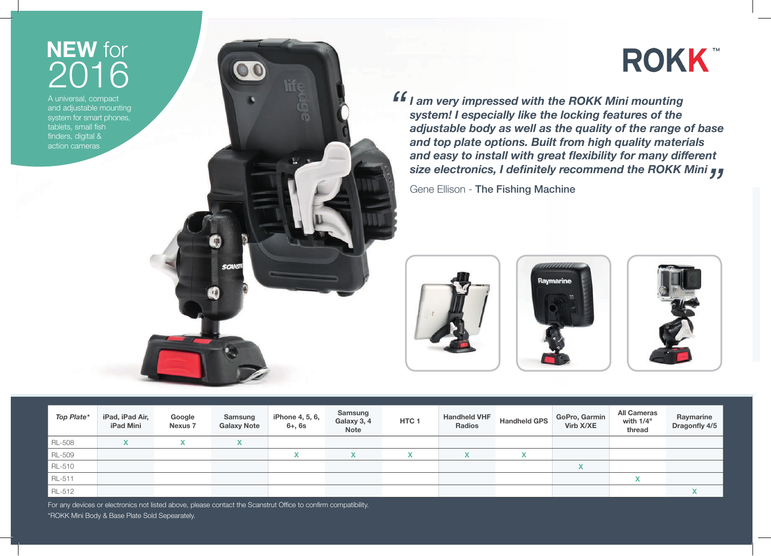# NEW for 2016

A universal, compact and adjustable mounting system for smart phones, tablets, small fish finders, digital & action cameras

## ROKK™

*"I am very impressed with the ROKK Mini mounting system! I especially like the locking features of the adjustable body as well as the quality of the range of base and top plate options. Built from high quality materials and easy to install with great flexibility for many different size electronics, I definitely recommend the ROKK Mini"*

Gene Ellison - **The Fishing Machine**

| *Top Plate** | iPad, iPad Air, iPad Mini | Google Nexus 7 | Samsung Galaxy Note | iPhone 4, 5, 6, 6+, 6s | Samsung Galaxy 3, 4 Note | HTC 1 | Handheld VHF Radios | Handheld GPS | GoPro, Garmin Virb X/XE | All Cameras with 1/4" thread | Raymarine Dragonfly 4/5 |
|---|---|---|---|---|---|---|---|---|---|---|---|
| RL-508 | X | X | X | | | | | | | | |
| RL-509 | | | | X | X | X | X | X | | | |
| RL-510 | | | | | | | | | X | | |
| RL-511 | | | | | | | | | | X | |
| RL-512 | | | | | | | | | | | X |

For any devices or electronics not listed above, please contact the Scanstrut Office to confirm compatibility.

*ROKK Mini Body & Base Plate Sold Sepearately.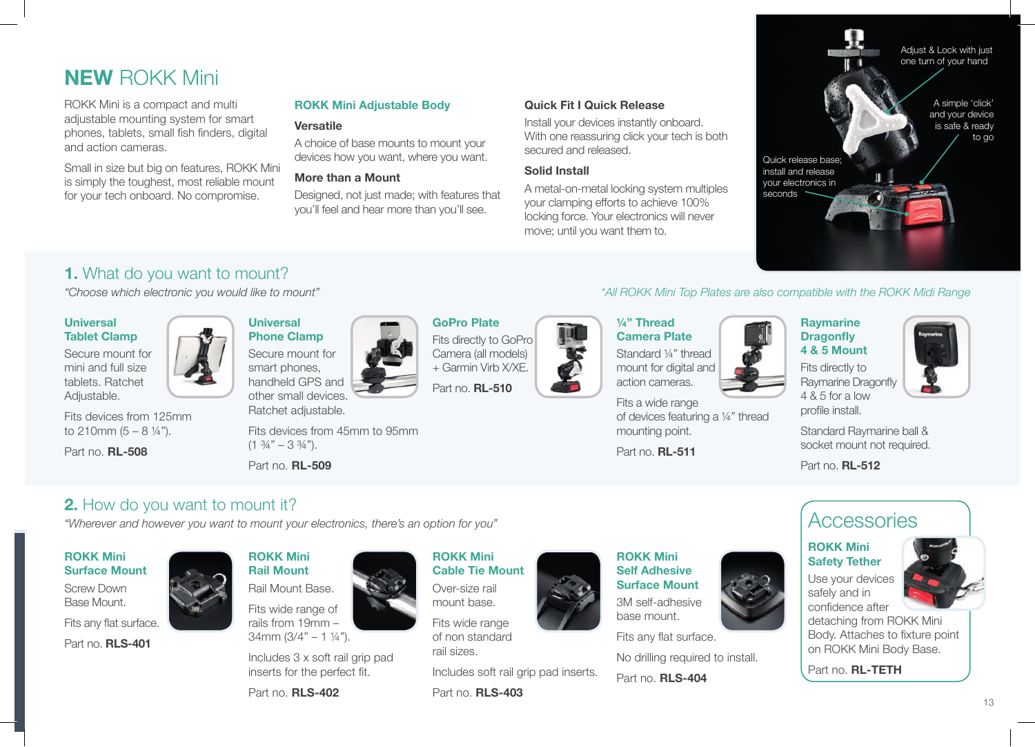# **NEW** ROKK Mini

ROKK Mini is a compact and multi adjustable mounting system for smart phones, tablets, small fish finders, digital and action cameras.

Small in size but big on features, ROKK Mini is simply the toughest, most reliable mount for your tech onboard. No compromise.

## ROKK Mini Adjustable Body

### Versatile

A choice of base mounts to mount your devices how you want, where you want.

### More than a Mount

Designed, not just made; with features that you'll feel and hear more than you'll see.

### Quick Fit I Quick Release

Install your devices instantly onboard. With one reassuring click your tech is both secured and released.

### Solid Install

A metal-on-metal locking system multiples your clamping efforts to achieve 100% locking force. Your electronics will never move; until you want them to.

Adjust & Lock with just one turn of your hand

A simple 'click' and your device is safe & ready to go

Quick release base; install and release your electronics in seconds

## 1. What do you want to mount?

*"Choose which electronic you would like to mount"*

*\*All ROKK Mini Top Plates are also compatible with the ROKK Midi Range*

### Universal Tablet Clamp

Secure mount for mini and full size tablets. Ratchet Adjustable.

Fits devices from 125mm to 210mm (5 – 8 ¼").

Part no. **RL-508**

### Universal Phone Clamp

Secure mount for smart phones, handheld GPS and other small devices. Ratchet adjustable.

Fits devices from 45mm to 95mm (1 ¾" – 3 ¾").

Part no. **RL-509**

### GoPro Plate

Fits directly to GoPro Camera (all models) + Garmin Virb X/XE.

Part no. **RL-510**

### ¼" Thread Camera Plate

Standard ¼" thread mount for digital and action cameras.

Fits a wide range of devices featuring a ¼" thread mounting point.

Part no. **RL-511**

### Raymarine Dragonfly 4 & 5 Mount

Fits directly to Raymarine Dragonfly 4 & 5 for a low profile install.

Standard Raymarine ball & socket mount not required.

Part no. **RL-512**

## 2. How do you want to mount it?

*"Wherever and however you want to mount your electronics, there's an option for you"*

### ROKK Mini Surface Mount

Screw Down Base Mount.

Fits any flat surface.

Part no. **RLS-401**

### ROKK Mini Rail Mount

Rail Mount Base.

Fits wide range of rails from 19mm – 34mm (3/4" – 1 ¼").

Includes 3 x soft rail grip pad inserts for the perfect fit.

Part no. **RLS-402**

### ROKK Mini Cable Tie Mount

Over-size rail mount base.

Fits wide range of non standard rail sizes.

Includes soft rail grip pad inserts.

Part no. **RLS-403**

### ROKK Mini Self Adhesive Surface Mount

3M self-adhesive base mount.

Fits any flat surface.

No drilling required to install.

Part no. **RLS-404**

## Accessories

### ROKK Mini Safety Tether

Use your devices safely and in confidence after detaching from ROKK Mini Body. Attaches to fixture point on ROKK Mini Body Base.

Part no. **RL-TETH**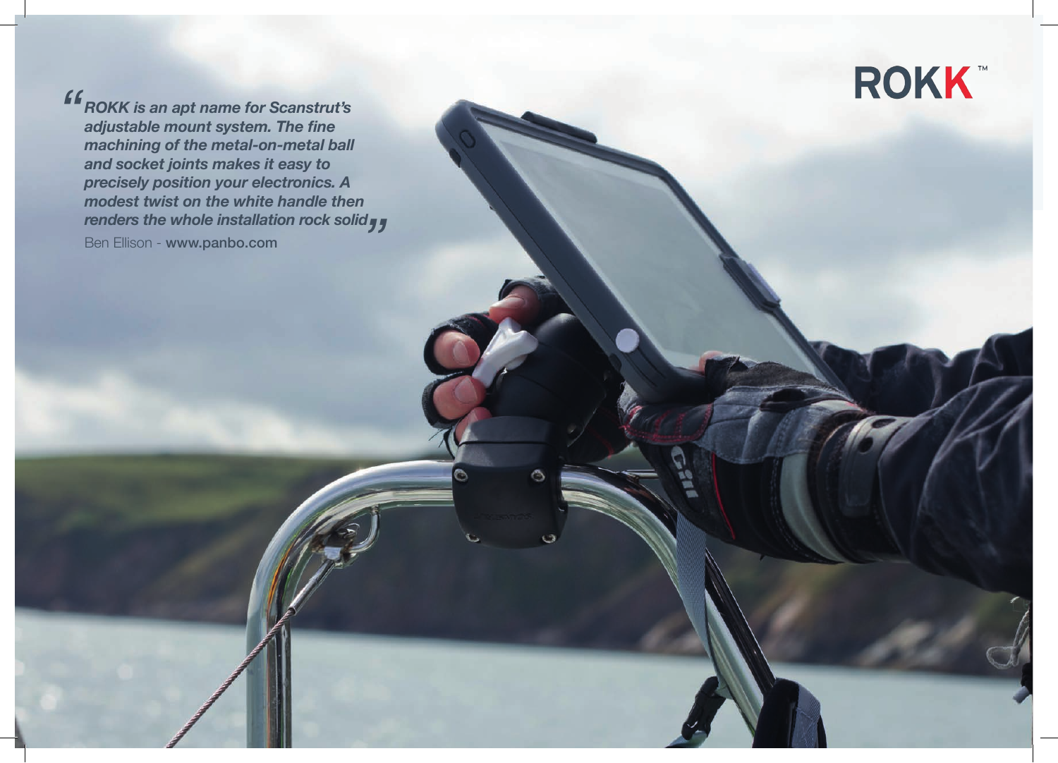ROKK™

*"ROKK is an apt name for Scanstrut's adjustable mount system. The fine machining of the metal-on-metal ball and socket joints makes it easy to precisely position your electronics. A modest twist on the white handle then renders the whole installation rock solid"*

Ben Ellison - **www.panbo.com**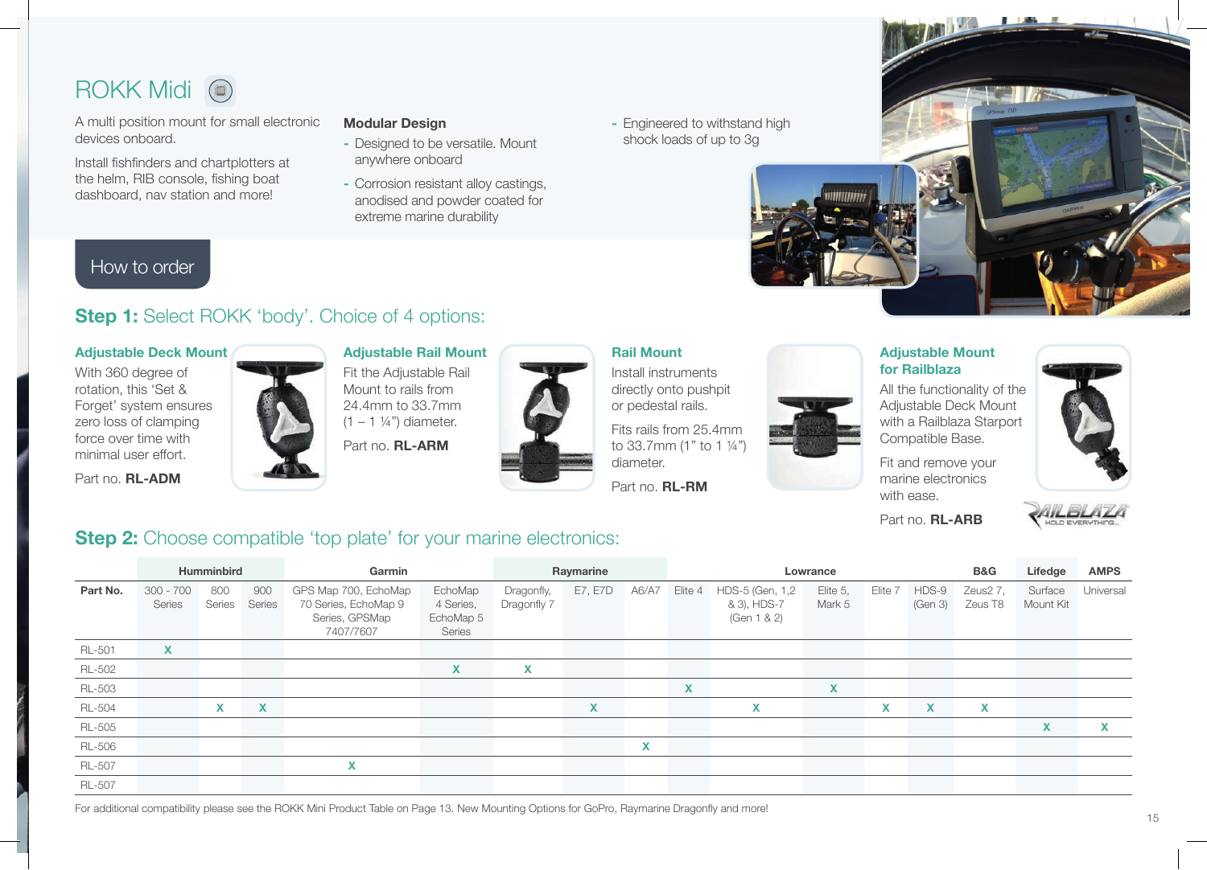# ROKK Midi

A multi position mount for small electronic devices onboard.

Install fishfinders and chartplotters at the helm, RIB console, fishing boat dashboard, nav station and more!

**Modular Design**

- Designed to be versatile. Mount anywhere onboard
- Corrosion resistant alloy castings, anodised and powder coated for extreme marine durability
- Engineered to withstand high shock loads of up to 3g

## How to order

### Step 1: Select ROKK 'body'. Choice of 4 options:

**Adjustable Deck Mount**

With 360 degree of rotation, this 'Set & Forget' system ensures zero loss of clamping force over time with minimal user effort.

Part no. **RL-ADM**

**Adjustable Rail Mount**

Fit the Adjustable Rail Mount to rails from 24.4mm to 33.7mm (1 – 1 ¼") diameter.

Part no. **RL-ARM**

**Rail Mount**

Install instruments directly onto pushpit or pedestal rails.

Fits rails from 25.4mm to 33.7mm (1" to 1 ¼") diameter.

Part no. **RL-RM**

**Adjustable Mount for Railblaza**

All the functionality of the Adjustable Deck Mount with a Railblaza Starport Compatible Base.

Fit and remove your marine electronics with ease.

Part no. **RL-ARB**

RAILBLAZA HOLD EVERYTHING...

### Step 2: Choose compatible 'top plate' for your marine electronics:

| | Humminbird | | | Garmin | | Raymarine | | | Lowrance | | | | | B&G | Lifedge | AMPS |
|---|---|---|---|---|---|---|---|---|---|---|---|---|---|---|---|---|
| **Part No.** | 300 - 700 Series | 800 Series | 900 Series | GPS Map 700, EchoMap 70 Series, EchoMap 9 Series, GPSMap 7407/7607 | EchoMap 4 Series, EchoMap 5 Series | Dragonfly, Dragonfly 7 | E7, E7D | A6/A7 | Elite 4 | HDS-5 (Gen, 1,2 & 3), HDS-7 (Gen 1 & 2) | Elite 5, Mark 5 | Elite 7 | HDS-9 (Gen 3) | Zeus2 7, Zeus T8 | Surface Mount Kit | Universal |
| RL-501 | X | | | | | | | | | | | | | | | |
| RL-502 | | | | | X | X | | | | | | | | | | |
| RL-503 | | | | | | | | | X | | X | | | | | |
| RL-504 | | X | X | | | | X | | | X | | X | X | X | | |
| RL-505 | | | | | | | | | | | | | | | X | X |
| RL-506 | | | | | | | | X | | | | | | | | |
| RL-507 | | | | X | | | | | | | | | | | | |
| RL-507 | | | | | | | | | | | | | | | | |

For additional compatibility please see the ROKK Mini Product Table on Page 13. New Mounting Options for GoPro, Raymarine Dragonfly and more!